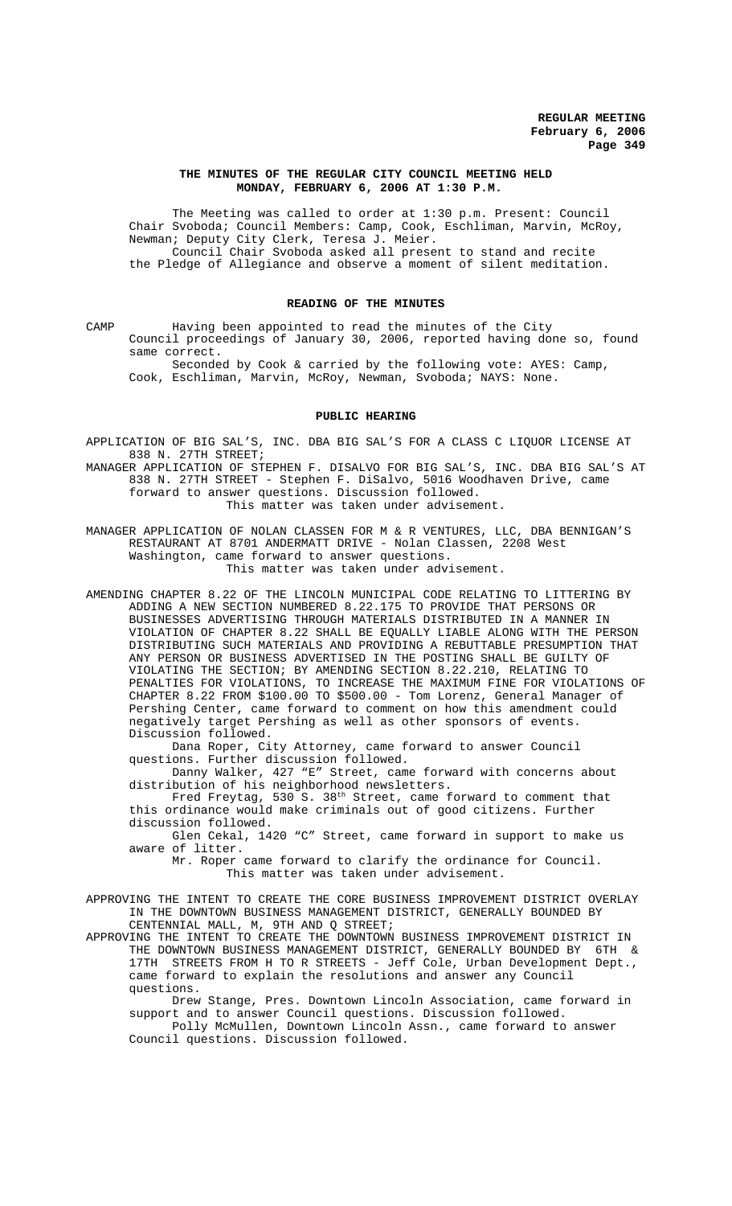# THE MINUTES OF THE REGULAR CITY COUNCIL MEETING HELD MONDAY, FEBRUARY 6, 2006 AT 1:30 P.M.

The Meeting was called to order at 1:30 p.m. Present: Council Chair Svoboda; Council Members: Camp, Cook, Eschliman, Marvin, McRoy, Newman; Deputy City Clerk, Teresa J. Meier.

Council Chair Svoboda asked all present to stand and recite the Pledge of Allegiance and observe a moment of silent meditation.

## READING OF THE MINUTES

CAMP Having been appointed to read the minutes of the City Council proceedings of January 30, 2006, reported having done so, found same correct.

Seconded by Cook & carried by the following vote: AYES: Camp, Cook, Eschliman, Marvin, McRoy, Newman, Svoboda; NAYS: None.

## PUBLIC HEARING

APPLICATION OF BIG SAL'S, INC. DBA BIG SAL'S FOR A CLASS C LIQUOR LICENSE AT 838 N. 27TH STREET;

MANAGER APPLICATION OF STEPHEN F. DISALVO FOR BIG SAL'S, INC. DBA BIG SAL'S AT 838 N. 27TH STREET - Stephen F. DiSalvo, 5016 Woodhaven Drive, came forward to answer questions. Discussion followed.

This matter was taken under advisement.

MANAGER APPLICATION OF NOLAN CLASSEN FOR M & R VENTURES, LLC, DBA BENNIGAN'S RESTAURANT AT 8701 ANDERMATT DRIVE - Nolan Classen, 2208 West Washington, came forward to answer questions.

This matter was taken under advisement.

AMENDING CHAPTER 8.22 OF THE LINCOLN MUNICIPAL CODE RELATING TO LITTERING BY ADDING A NEW SECTION NUMBERED 8.22.175 TO PROVIDE THAT PERSONS OR BUSINESSES ADVERTISING THROUGH MATERIALS DISTRIBUTED IN A MANNER IN VIOLATION OF CHAPTER 8.22 SHALL BE EQUALLY LIABLE ALONG WITH THE PERSON DISTRIBUTING SUCH MATERIALS AND PROVIDING A REBUTTABLE PRESUMPTION THAT ANY PERSON OR BUSINESS ADVERTISED IN THE POSTING SHALL BE GUILTY OF VIOLATING THE SECTION; BY AMENDING SECTION 8.22.210, RELATING TO PENALTIES FOR VIOLATIONS, TO INCREASE THE MAXIMUM FINE FOR VIOLATIONS OF CHAPTER 8.22 FROM \$100.00 TO \$500.00 - Tom Lorenz, General Manager of Pershing Center, came forward to comment on how this amendment could negatively target Pershing as well as other sponsors of events. Discussion followed.

Dana Roper, City Attorney, came forward to answer Council questions. Further discussion followed.

Danny Walker, 427 "E" Street, came forward with concerns about distribution of his neighborhood newsletters.

Fred Freytag, 530 S. 38th Street, came forward to comment that this ordinance would make criminals out of good citizens. Further discussion followed.

Glen Cekal, 1420 "C" Street, came forward in support to make us aware of litter.

Mr. Roper came forward to clarify the ordinance for Council.

This matter was taken under advisement.

APPROVING THE INTENT TO CREATE THE CORE BUSINESS IMPROVEMENT DISTRICT OVERLAY IN THE DOWNTOWN BUSINESS MANAGEMENT DISTRICT, GENERALLY BOUNDED BY CENTENNIAL MALL, M, 9TH AND Q STREET;

APPROVING THE INTENT TO CREATE THE DOWNTOWN BUSINESS IMPROVEMENT DISTRICT IN THE DOWNTOWN BUSINESS MANAGEMENT DISTRICT, GENERALLY BOUNDED BY 6TH & 17TH STREETS FROM H TO R STREETS - Jeff Cole, Urban Development Dept., came forward to explain the resolutions and answer any Council questions.

Drew Stange, Pres. Downtown Lincoln Association, came forward in support and to answer Council questions. Discussion followed.

Polly McMullen, Downtown Lincoln Assn., came forward to answer Council questions. Discussion followed.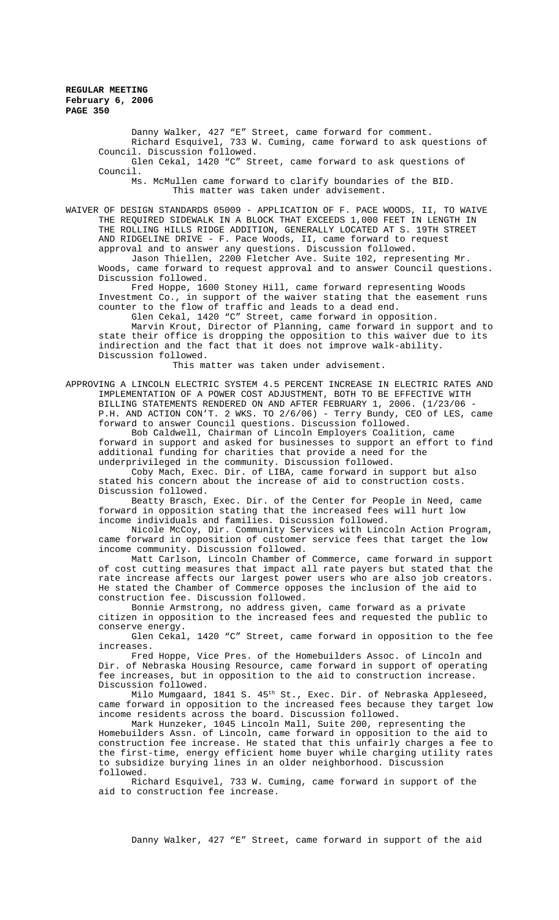Danny Walker, 427 "E" Street, came forward for comment.

Richard Esquivel, 733 W. Cuming, came forward to ask questions of Council. Discussion followed.

Glen Cekal, 1420 "C" Street, came forward to ask questions of Council.

Ms. McMullen came forward to clarify boundaries of the BID.

This matter was taken under advisement.

WAIVER OF DESIGN STANDARDS 05009 - APPLICATION OF F. PACE WOODS, II, TO WAIVE THE REQUIRED SIDEWALK IN A BLOCK THAT EXCEEDS 1,000 FEET IN LENGTH IN THE ROLLING HILLS RIDGE ADDITION, GENERALLY LOCATED AT S. 19TH STREET AND RIDGELINE DRIVE - F. Pace Woods, II, came forward to request approval and to answer any questions. Discussion followed.

Jason Thiellen, 2200 Fletcher Ave. Suite 102, representing Mr. Woods, came forward to request approval and to answer Council questions. Discussion followed.

Fred Hoppe, 1600 Stoney Hill, came forward representing Woods Investment Co., in support of the waiver stating that the easement runs counter to the flow of traffic and leads to a dead end.

Glen Cekal, 1420 "C" Street, came forward in opposition.

Marvin Krout, Director of Planning, came forward in support and to state their office is dropping the opposition to this waiver due to its indirection and the fact that it does not improve walk-ability. Discussion followed.

This matter was taken under advisement.

APPROVING A LINCOLN ELECTRIC SYSTEM 4.5 PERCENT INCREASE IN ELECTRIC RATES AND IMPLEMENTATION OF A POWER COST ADJUSTMENT, BOTH TO BE EFFECTIVE WITH BILLING STATEMENTS RENDERED ON AND AFTER FEBRUARY 1, 2006. (1/23/06 - P.H. AND ACTION CON'T. 2 WKS. TO 2/6/06) - Terry Bundy, CEO of LES, came forward to answer Council questions. Discussion followed.

Bob Caldwell, Chairman of Lincoln Employers Coalition, came forward in support and asked for businesses to support an effort to find additional funding for charities that provide a need for the underprivileged in the community. Discussion followed.

Coby Mach, Exec. Dir. of LIBA, came forward in support but also stated his concern about the increase of aid to construction costs. Discussion followed.

Beatty Brasch, Exec. Dir. of the Center for People in Need, came forward in opposition stating that the increased fees will hurt low income individuals and families. Discussion followed.

Nicole McCoy, Dir. Community Services with Lincoln Action Program, came forward in opposition of customer service fees that target the low income community. Discussion followed.

Matt Carlson, Lincoln Chamber of Commerce, came forward in support of cost cutting measures that impact all rate payers but stated that the rate increase affects our largest power users who are also job creators. He stated the Chamber of Commerce opposes the inclusion of the aid to construction fee. Discussion followed.

Bonnie Armstrong, no address given, came forward as a private citizen in opposition to the increased fees and requested the public to conserve energy.

Glen Cekal, 1420 "C" Street, came forward in opposition to the fee increases.

Fred Hoppe, Vice Pres. of the Homebuilders Assoc. of Lincoln and Dir. of Nebraska Housing Resource, came forward in support of operating fee increases, but in opposition to the aid to construction increase. Discussion followed.

Milo Mumgaard, 1841 S. 45th St., Exec. Dir. of Nebraska Appleseed, came forward in opposition to the increased fees because they target low income residents across the board. Discussion followed.

Mark Hunzeker, 1045 Lincoln Mall, Suite 200, representing the Homebuilders Assn. of Lincoln, came forward in opposition to the aid to construction fee increase. He stated that this unfairly charges a fee to the first-time, energy efficient home buyer while charging utility rates to subsidize burying lines in an older neighborhood. Discussion followed.

Richard Esquivel, 733 W. Cuming, came forward in support of the aid to construction fee increase.

Danny Walker, 427 "E" Street, came forward in support of the aid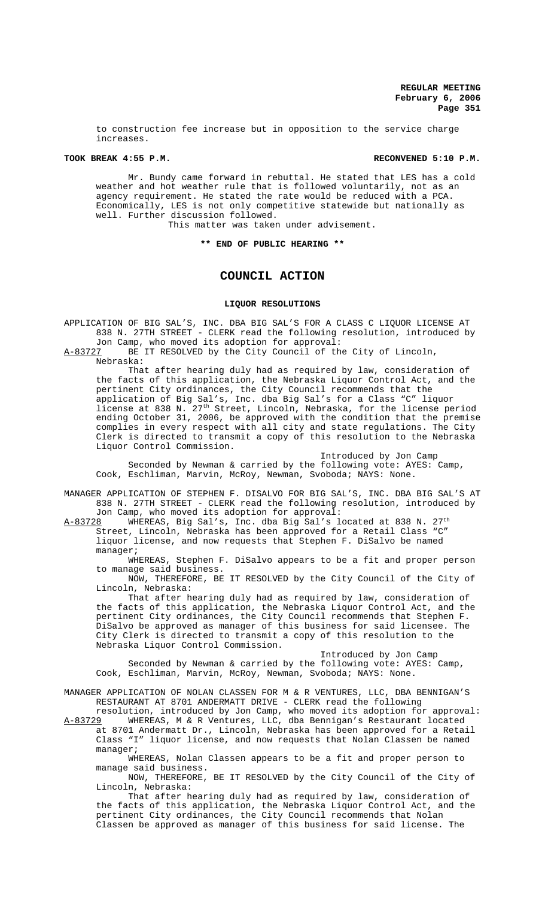to construction fee increase but in opposition to the service charge increases.

**TOOK BREAK 4:55 P.M.** **RECONVENED 5:10 P.M.**

Mr. Bundy came forward in rebuttal. He stated that LES has a cold weather and hot weather rule that is followed voluntarily, not as an agency requirement. He stated the rate would be reduced with a PCA. Economically, LES is not only competitive statewide but nationally as well. Further discussion followed.

This matter was taken under advisement.

**\*\* END OF PUBLIC HEARING \*\***

# COUNCIL ACTION

## LIQUOR RESOLUTIONS

APPLICATION OF BIG SAL'S, INC. DBA BIG SAL'S FOR A CLASS C LIQUOR LICENSE AT 838 N. 27TH STREET - CLERK read the following resolution, introduced by Jon Camp, who moved its adoption for approval:

A-83727 BE IT RESOLVED by the City Council of the City of Lincoln, Nebraska:

That after hearing duly had as required by law, consideration of the facts of this application, the Nebraska Liquor Control Act, and the pertinent City ordinances, the City Council recommends that the application of Big Sal's, Inc. dba Big Sal's for a Class "C" liquor license at 838 N. 27th Street, Lincoln, Nebraska, for the license period ending October 31, 2006, be approved with the condition that the premise complies in every respect with all city and state regulations. The City Clerk is directed to transmit a copy of this resolution to the Nebraska Liquor Control Commission.

Introduced by Jon Camp

Seconded by Newman & carried by the following vote: AYES: Camp, Cook, Eschliman, Marvin, McRoy, Newman, Svoboda; NAYS: None.

MANAGER APPLICATION OF STEPHEN F. DISALVO FOR BIG SAL'S, INC. DBA BIG SAL'S AT 838 N. 27TH STREET - CLERK read the following resolution, introduced by Jon Camp, who moved its adoption for approval:

A-83728 WHEREAS, Big Sal's, Inc. dba Big Sal's located at 838 N. 27th Street, Lincoln, Nebraska has been approved for a Retail Class "C" liquor license, and now requests that Stephen F. DiSalvo be named manager;

WHEREAS, Stephen F. DiSalvo appears to be a fit and proper person to manage said business.

NOW, THEREFORE, BE IT RESOLVED by the City Council of the City of Lincoln, Nebraska:

That after hearing duly had as required by law, consideration of the facts of this application, the Nebraska Liquor Control Act, and the pertinent City ordinances, the City Council recommends that Stephen F. DiSalvo be approved as manager of this business for said licensee. The City Clerk is directed to transmit a copy of this resolution to the Nebraska Liquor Control Commission.

Introduced by Jon Camp

Seconded by Newman & carried by the following vote: AYES: Camp, Cook, Eschliman, Marvin, McRoy, Newman, Svoboda; NAYS: None.

MANAGER APPLICATION OF NOLAN CLASSEN FOR M & R VENTURES, LLC, DBA BENNIGAN'S RESTAURANT AT 8701 ANDERMATT DRIVE - CLERK read the following resolution, introduced by Jon Camp, who moved its adoption for approval:

A-83729 WHEREAS, M & R Ventures, LLC, dba Bennigan's Restaurant located at 8701 Andermatt Dr., Lincoln, Nebraska has been approved for a Retail Class "I" liquor license, and now requests that Nolan Classen be named manager;

WHEREAS, Nolan Classen appears to be a fit and proper person to manage said business.

NOW, THEREFORE, BE IT RESOLVED by the City Council of the City of Lincoln, Nebraska:

That after hearing duly had as required by law, consideration of the facts of this application, the Nebraska Liquor Control Act, and the pertinent City ordinances, the City Council recommends that Nolan Classen be approved as manager of this business for said license. The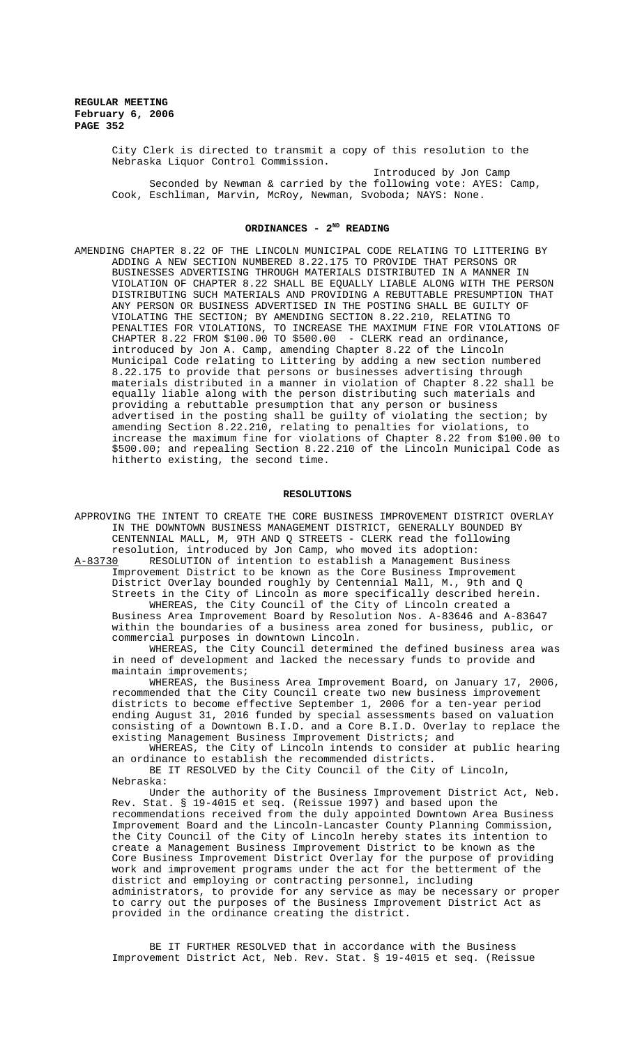City Clerk is directed to transmit a copy of this resolution to the Nebraska Liquor Control Commission.

Introduced by Jon Camp

Seconded by Newman & carried by the following vote: AYES: Camp, Cook, Eschliman, Marvin, McRoy, Newman, Svoboda; NAYS: None.

## ORDINANCES - 2ND READING

AMENDING CHAPTER 8.22 OF THE LINCOLN MUNICIPAL CODE RELATING TO LITTERING BY ADDING A NEW SECTION NUMBERED 8.22.175 TO PROVIDE THAT PERSONS OR BUSINESSES ADVERTISING THROUGH MATERIALS DISTRIBUTED IN A MANNER IN VIOLATION OF CHAPTER 8.22 SHALL BE EQUALLY LIABLE ALONG WITH THE PERSON DISTRIBUTING SUCH MATERIALS AND PROVIDING A REBUTTABLE PRESUMPTION THAT ANY PERSON OR BUSINESS ADVERTISED IN THE POSTING SHALL BE GUILTY OF VIOLATING THE SECTION; BY AMENDING SECTION 8.22.210, RELATING TO PENALTIES FOR VIOLATIONS, TO INCREASE THE MAXIMUM FINE FOR VIOLATIONS OF CHAPTER 8.22 FROM $100.00 TO $500.00 - CLERK read an ordinance, introduced by Jon A. Camp, amending Chapter 8.22 of the Lincoln Municipal Code relating to Littering by adding a new section numbered 8.22.175 to provide that persons or businesses advertising through materials distributed in a manner in violation of Chapter 8.22 shall be equally liable along with the person distributing such materials and providing a rebuttable presumption that any person or business advertised in the posting shall be guilty of violating the section; by amending Section 8.22.210, relating to penalties for violations, to increase the maximum fine for violations of Chapter 8.22 from $100.00 to $500.00; and repealing Section 8.22.210 of the Lincoln Municipal Code as hitherto existing, the second time.

## RESOLUTIONS

APPROVING THE INTENT TO CREATE THE CORE BUSINESS IMPROVEMENT DISTRICT OVERLAY IN THE DOWNTOWN BUSINESS MANAGEMENT DISTRICT, GENERALLY BOUNDED BY CENTENNIAL MALL, M, 9TH AND Q STREETS - CLERK read the following resolution, introduced by Jon Camp, who moved its adoption:

A-83730 RESOLUTION of intention to establish a Management Business Improvement District to be known as the Core Business Improvement District Overlay bounded roughly by Centennial Mall, M., 9th and Q Streets in the City of Lincoln as more specifically described herein.

WHEREAS, the City Council of the City of Lincoln created a Business Area Improvement Board by Resolution Nos. A-83646 and A-83647 within the boundaries of a business area zoned for business, public, or commercial purposes in downtown Lincoln.

WHEREAS, the City Council determined the defined business area was in need of development and lacked the necessary funds to provide and maintain improvements;

WHEREAS, the Business Area Improvement Board, on January 17, 2006, recommended that the City Council create two new business improvement districts to become effective September 1, 2006 for a ten-year period ending August 31, 2016 funded by special assessments based on valuation consisting of a Downtown B.I.D. and a Core B.I.D. Overlay to replace the existing Management Business Improvement Districts; and

WHEREAS, the City of Lincoln intends to consider at public hearing an ordinance to establish the recommended districts.

BE IT RESOLVED by the City Council of the City of Lincoln, Nebraska:

Under the authority of the Business Improvement District Act, Neb. Rev. Stat. § 19-4015 et seq. (Reissue 1997) and based upon the recommendations received from the duly appointed Downtown Area Business Improvement Board and the Lincoln-Lancaster County Planning Commission, the City Council of the City of Lincoln hereby states its intention to create a Management Business Improvement District to be known as the Core Business Improvement District Overlay for the purpose of providing work and improvement programs under the act for the betterment of the district and employing or contracting personnel, including administrators, to provide for any service as may be necessary or proper to carry out the purposes of the Business Improvement District Act as provided in the ordinance creating the district.

BE IT FURTHER RESOLVED that in accordance with the Business Improvement District Act, Neb. Rev. Stat. § 19-4015 et seq. (Reissue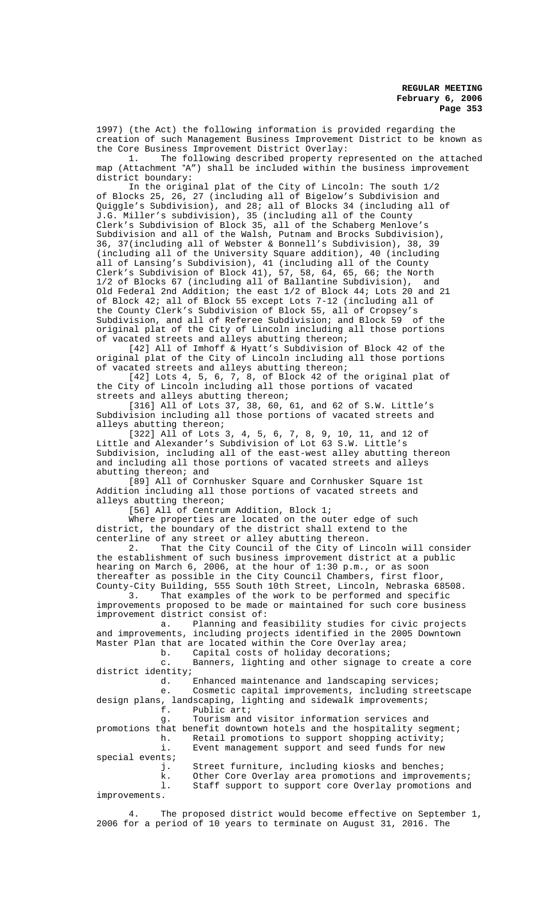1997) (the Act) the following information is provided regarding the creation of such Management Business Improvement District to be known as the Core Business Improvement District Overlay:

1. The following described property represented on the attached map (Attachment "A") shall be included within the business improvement district boundary:

In the original plat of the City of Lincoln: The south 1/2 of Blocks 25, 26, 27 (including all of Bigelow's Subdivision and Quiggle's Subdivision), and 28; all of Blocks 34 (including all of J.G. Miller's subdivision), 35 (including all of the County Clerk's Subdivision of Block 35, all of the Schaberg Menlove's Subdivision and all of the Walsh, Putnam and Brocks Subdivision), 36, 37(including all of Webster & Bonnell's Subdivision), 38, 39 (including all of the University Square addition), 40 (including all of Lansing's Subdivision), 41 (including all of the County Clerk's Subdivision of Block 41), 57, 58, 64, 65, 66; the North 1/2 of Blocks 67 (including all of Ballantine Subdivision), and Old Federal 2nd Addition; the east 1/2 of Block 44; Lots 20 and 21 of Block 42; all of Block 55 except Lots 7-12 (including all of the County Clerk's Subdivision of Block 55, all of Cropsey's Subdivision, and all of Referee Subdivision; and Block 59 of the original plat of the City of Lincoln including all those portions of vacated streets and alleys abutting thereon;

[42] All of Imhoff & Hyatt's Subdivision of Block 42 of the original plat of the City of Lincoln including all those portions of vacated streets and alleys abutting thereon;

[42] Lots 4, 5, 6, 7, 8, of Block 42 of the original plat of the City of Lincoln including all those portions of vacated streets and alleys abutting thereon;

[316] All of Lots 37, 38, 60, 61, and 62 of S.W. Little's Subdivision including all those portions of vacated streets and alleys abutting thereon;

[322] All of Lots 3, 4, 5, 6, 7, 8, 9, 10, 11, and 12 of Little and Alexander's Subdivision of Lot 63 S.W. Little's Subdivision, including all of the east-west alley abutting thereon and including all those portions of vacated streets and alleys abutting thereon; and

[89] All of Cornhusker Square and Cornhusker Square 1st Addition including all those portions of vacated streets and alleys abutting thereon;

[56] All of Centrum Addition, Block 1;

Where properties are located on the outer edge of such district, the boundary of the district shall extend to the centerline of any street or alley abutting thereon.

2. That the City Council of the City of Lincoln will consider the establishment of such business improvement district at a public hearing on March 6, 2006, at the hour of 1:30 p.m., or as soon thereafter as possible in the City Council Chambers, first floor, County-City Building, 555 South 10th Street, Lincoln, Nebraska 68508.

3. That examples of the work to be performed and specific improvements proposed to be made or maintained for such core business improvement district consist of:

a. Planning and feasibility studies for civic projects and improvements, including projects identified in the 2005 Downtown Master Plan that are located within the Core Overlay area;

b. Capital costs of holiday decorations;

c. Banners, lighting and other signage to create a core district identity;

d. Enhanced maintenance and landscaping services;

e. Cosmetic capital improvements, including streetscape design plans, landscaping, lighting and sidewalk improvements;

f. Public art;

g. Tourism and visitor information services and promotions that benefit downtown hotels and the hospitality segment;

h. Retail promotions to support shopping activity;

i. Event management support and seed funds for new special events;

j. Street furniture, including kiosks and benches;

k. Other Core Overlay area promotions and improvements;

l. Staff support to support core Overlay promotions and improvements.

4. The proposed district would become effective on September 1, 2006 for a period of 10 years to terminate on August 31, 2016. The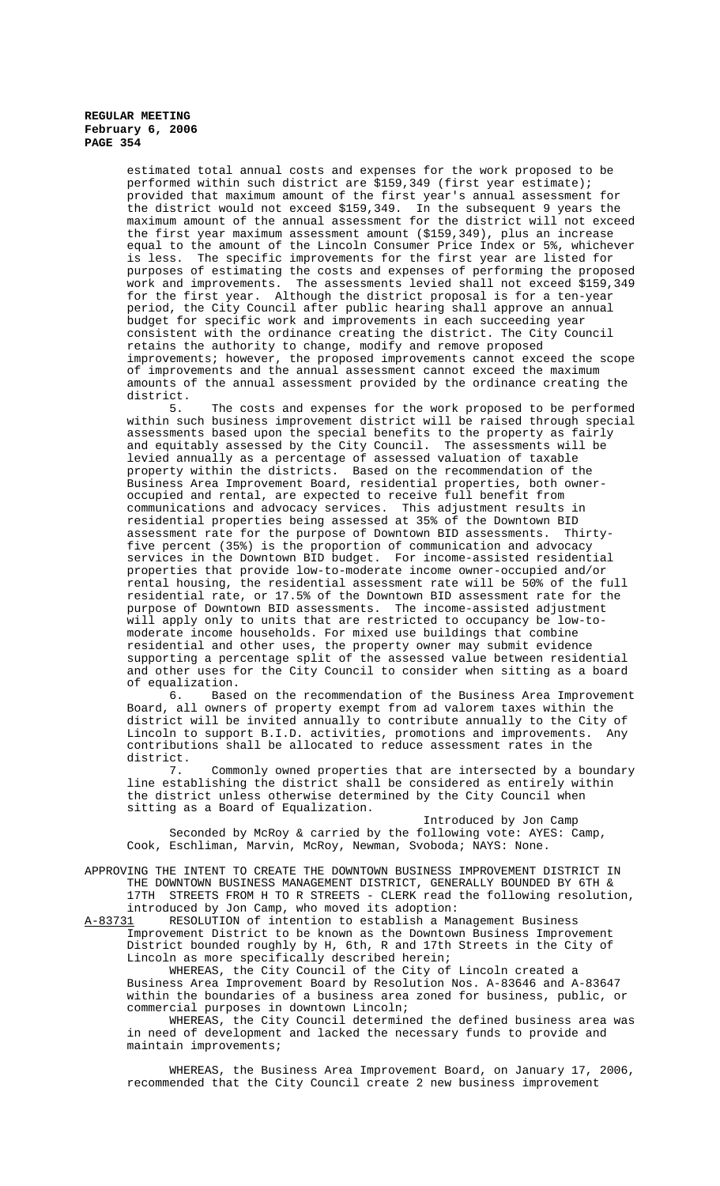estimated total annual costs and expenses for the work proposed to be performed within such district are $159,349 (first year estimate); provided that maximum amount of the first year's annual assessment for the district would not exceed $159,349. In the subsequent 9 years the maximum amount of the annual assessment for the district will not exceed the first year maximum assessment amount ($159,349), plus an increase equal to the amount of the Lincoln Consumer Price Index or 5%, whichever is less. The specific improvements for the first year are listed for purposes of estimating the costs and expenses of performing the proposed work and improvements. The assessments levied shall not exceed $159,349 for the first year. Although the district proposal is for a ten-year period, the City Council after public hearing shall approve an annual budget for specific work and improvements in each succeeding year consistent with the ordinance creating the district. The City Council retains the authority to change, modify and remove proposed improvements; however, the proposed improvements cannot exceed the scope of improvements and the annual assessment cannot exceed the maximum amounts of the annual assessment provided by the ordinance creating the district.

5. The costs and expenses for the work proposed to be performed within such business improvement district will be raised through special assessments based upon the special benefits to the property as fairly and equitably assessed by the City Council. The assessments will be levied annually as a percentage of assessed valuation of taxable property within the districts. Based on the recommendation of the Business Area Improvement Board, residential properties, both owner-occupied and rental, are expected to receive full benefit from communications and advocacy services. This adjustment results in residential properties being assessed at 35% of the Downtown BID assessment rate for the purpose of Downtown BID assessments. Thirty-five percent (35%) is the proportion of communication and advocacy services in the Downtown BID budget. For income-assisted residential properties that provide low-to-moderate income owner-occupied and/or rental housing, the residential assessment rate will be 50% of the full residential rate, or 17.5% of the Downtown BID assessment rate for the purpose of Downtown BID assessments. The income-assisted adjustment will apply only to units that are restricted to occupancy be low-to-moderate income households. For mixed use buildings that combine residential and other uses, the property owner may submit evidence supporting a percentage split of the assessed value between residential and other uses for the City Council to consider when sitting as a board of equalization.

6. Based on the recommendation of the Business Area Improvement Board, all owners of property exempt from ad valorem taxes within the district will be invited annually to contribute annually to the City of Lincoln to support B.I.D. activities, promotions and improvements. Any contributions shall be allocated to reduce assessment rates in the district.

7. Commonly owned properties that are intersected by a boundary line establishing the district shall be considered as entirely within the district unless otherwise determined by the City Council when sitting as a Board of Equalization.

Introduced by Jon Camp

Seconded by McRoy & carried by the following vote: AYES: Camp, Cook, Eschliman, Marvin, McRoy, Newman, Svoboda; NAYS: None.

APPROVING THE INTENT TO CREATE THE DOWNTOWN BUSINESS IMPROVEMENT DISTRICT IN THE DOWNTOWN BUSINESS MANAGEMENT DISTRICT, GENERALLY BOUNDED BY 6TH & 17TH STREETS FROM H TO R STREETS - CLERK read the following resolution, introduced by Jon Camp, who moved its adoption:

A-83731 RESOLUTION of intention to establish a Management Business Improvement District to be known as the Downtown Business Improvement District bounded roughly by H, 6th, R and 17th Streets in the City of Lincoln as more specifically described herein;

WHEREAS, the City Council of the City of Lincoln created a Business Area Improvement Board by Resolution Nos. A-83646 and A-83647 within the boundaries of a business area zoned for business, public, or commercial purposes in downtown Lincoln;

WHEREAS, the City Council determined the defined business area was in need of development and lacked the necessary funds to provide and maintain improvements;

WHEREAS, the Business Area Improvement Board, on January 17, 2006, recommended that the City Council create 2 new business improvement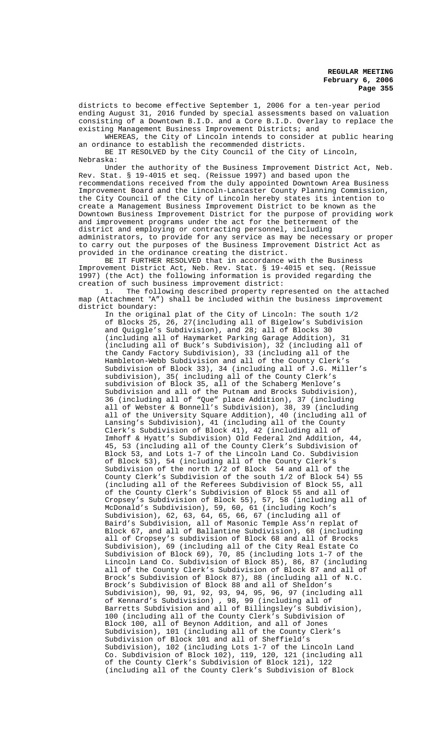districts to become effective September 1, 2006 for a ten-year period ending August 31, 2016 funded by special assessments based on valuation consisting of a Downtown B.I.D. and a Core B.I.D. Overlay to replace the existing Management Business Improvement Districts; and

WHEREAS, the City of Lincoln intends to consider at public hearing an ordinance to establish the recommended districts.

BE IT RESOLVED by the City Council of the City of Lincoln, Nebraska:

Under the authority of the Business Improvement District Act, Neb. Rev. Stat. § 19-4015 et seq. (Reissue 1997) and based upon the recommendations received from the duly appointed Downtown Area Business Improvement Board and the Lincoln-Lancaster County Planning Commission, the City Council of the City of Lincoln hereby states its intention to create a Management Business Improvement District to be known as the Downtown Business Improvement District for the purpose of providing work and improvement programs under the act for the betterment of the district and employing or contracting personnel, including administrators, to provide for any service as may be necessary or proper to carry out the purposes of the Business Improvement District Act as provided in the ordinance creating the district.

BE IT FURTHER RESOLVED that in accordance with the Business Improvement District Act, Neb. Rev. Stat. § 19-4015 et seq. (Reissue 1997) (the Act) the following information is provided regarding the creation of such business improvement district:

1. The following described property represented on the attached map (Attachment "A") shall be included within the business improvement district boundary:

In the original plat of the City of Lincoln: The south 1/2 of Blocks 25, 26, 27(including all of Bigelow's Subdivision and Quiggle's Subdivision), and 28; all of Blocks 30 (including all of Haymarket Parking Garage Addition), 31 (including all of Buck's Subdivision), 32 (including all of the Candy Factory Subdivision), 33 (including all of the Hambleton-Webb Subdivision and all of the County Clerk's Subdivision of Block 33), 34 (including all of J.G. Miller's subdivision), 35( including all of the County Clerk's subdivision of Block 35, all of the Schaberg Menlove's Subdivision and all of the Putnam and Brocks Subdivision), 36 (including all of "Que" place Addition), 37 (including all of Webster & Bonnell's Subdivision), 38, 39 (including all of the University Square Addition), 40 (including all of Lansing's Subdivision), 41 (including all of the County Clerk's Subdivision of Block 41), 42 (including all of Imhoff & Hyatt's Subdivision) Old Federal 2nd Addition, 44, 45, 53 (including all of the County Clerk's Subdivision of Block 53, and Lots 1-7 of the Lincoln Land Co. Subdivision of Block 53), 54 (including all of the County Clerk's Subdivision of the north 1/2 of Block 54 and all of the County Clerk's Subdivision of the south 1/2 of Block 54) 55 (including all of the Referees Subdivision of Block 55, all of the County Clerk's Subdivision of Block 55 and all of Cropsey's Subdivision of Block 55), 57, 58 (including all of McDonald's Subdivision), 59, 60, 61 (including Koch's Subdivision), 62, 63, 64, 65, 66, 67 (including all of Baird's Subdivision, all of Masonic Temple Ass'n replat of Block 67, and all of Ballantine Subdivision), 68 (including all of Cropsey's subdivision of Block 68 and all of Brocks Subdivision), 69 (including all of the City Real Estate Co Subdivision of Block 69), 70, 85 (including lots 1-7 of the Lincoln Land Co. Subdivision of Block 85), 86, 87 (including all of the County Clerk's Subdivision of Block 87 and all of Brock's Subdivision of Block 87), 88 (including all of N.C. Brock's Subdivision of Block 88 and all of Sheldon's Subdivision), 90, 91, 92, 93, 94, 95, 96, 97 (including all of Kennard's Subdivision) , 98, 99 (including all of Barretts Subdivision and all of Billingsley's Subdivision), 100 (including all of the County Clerk's Subdivision of Block 100, all of Beynon Addition, and all of Jones Subdivision), 101 (including all of the County Clerk's Subdivision of Block 101 and all of Sheffield's Subdivision), 102 (including Lots 1-7 of the Lincoln Land Co. Subdivision of Block 102), 119, 120, 121 (including all of the County Clerk's Subdivision of Block 121), 122 (including all of the County Clerk's Subdivision of Block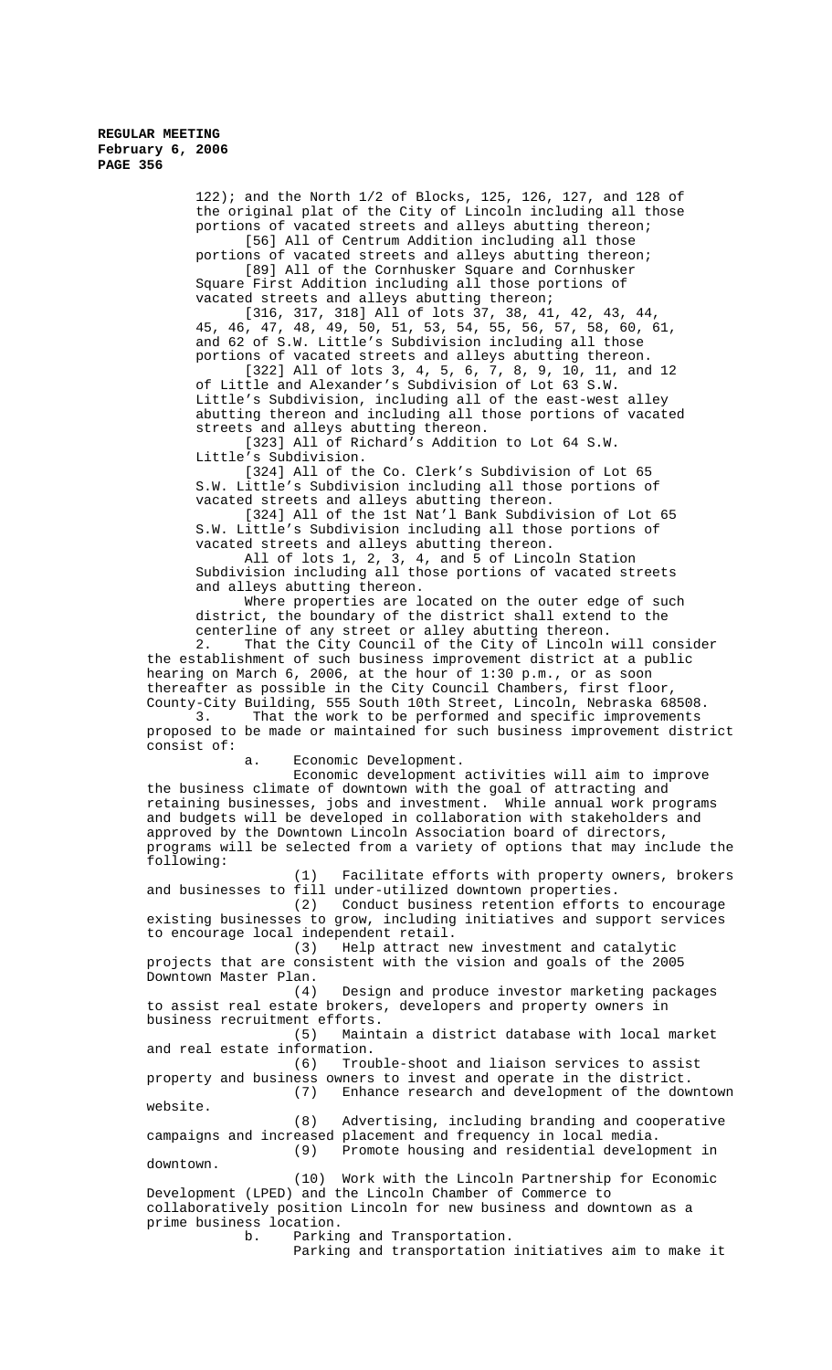122); and the North 1/2 of Blocks, 125, 126, 127, and 128 of the original plat of the City of Lincoln including all those portions of vacated streets and alleys abutting thereon;

[56] All of Centrum Addition including all those portions of vacated streets and alleys abutting thereon;

[89] All of the Cornhusker Square and Cornhusker Square First Addition including all those portions of vacated streets and alleys abutting thereon;

[316, 317, 318] All of lots 37, 38, 41, 42, 43, 44, 45, 46, 47, 48, 49, 50, 51, 53, 54, 55, 56, 57, 58, 60, 61, and 62 of S.W. Little's Subdivision including all those portions of vacated streets and alleys abutting thereon.

[322] All of lots 3, 4, 5, 6, 7, 8, 9, 10, 11, and 12 of Little and Alexander's Subdivision of Lot 63 S.W. Little's Subdivision, including all of the east-west alley abutting thereon and including all those portions of vacated streets and alleys abutting thereon.

[323] All of Richard's Addition to Lot 64 S.W. Little's Subdivision.

[324] All of the Co. Clerk's Subdivision of Lot 65 S.W. Little's Subdivision including all those portions of vacated streets and alleys abutting thereon.

[324] All of the 1st Nat'l Bank Subdivision of Lot 65 S.W. Little's Subdivision including all those portions of vacated streets and alleys abutting thereon.

All of lots 1, 2, 3, 4, and 5 of Lincoln Station Subdivision including all those portions of vacated streets and alleys abutting thereon.

Where properties are located on the outer edge of such district, the boundary of the district shall extend to the centerline of any street or alley abutting thereon.

2. That the City Council of the City of Lincoln will consider the establishment of such business improvement district at a public hearing on March 6, 2006, at the hour of 1:30 p.m., or as soon thereafter as possible in the City Council Chambers, first floor, County-City Building, 555 South 10th Street, Lincoln, Nebraska 68508.

3. That the work to be performed and specific improvements proposed to be made or maintained for such business improvement district consist of:

a. Economic Development.

Economic development activities will aim to improve the business climate of downtown with the goal of attracting and retaining businesses, jobs and investment. While annual work programs and budgets will be developed in collaboration with stakeholders and approved by the Downtown Lincoln Association board of directors, programs will be selected from a variety of options that may include the following:

(1) Facilitate efforts with property owners, brokers and businesses to fill under-utilized downtown properties.

(2) Conduct business retention efforts to encourage existing businesses to grow, including initiatives and support services to encourage local independent retail.

(3) Help attract new investment and catalytic projects that are consistent with the vision and goals of the 2005 Downtown Master Plan.

(4) Design and produce investor marketing packages to assist real estate brokers, developers and property owners in business recruitment efforts.

(5) Maintain a district database with local market and real estate information.

(6) Trouble-shoot and liaison services to assist property and business owners to invest and operate in the district.

(7) Enhance research and development of the downtown website.

(8) Advertising, including branding and cooperative campaigns and increased placement and frequency in local media.

(9) Promote housing and residential development in downtown.

(10) Work with the Lincoln Partnership for Economic Development (LPED) and the Lincoln Chamber of Commerce to collaboratively position Lincoln for new business and downtown as a prime business location.

b. Parking and Transportation.

Parking and transportation initiatives aim to make it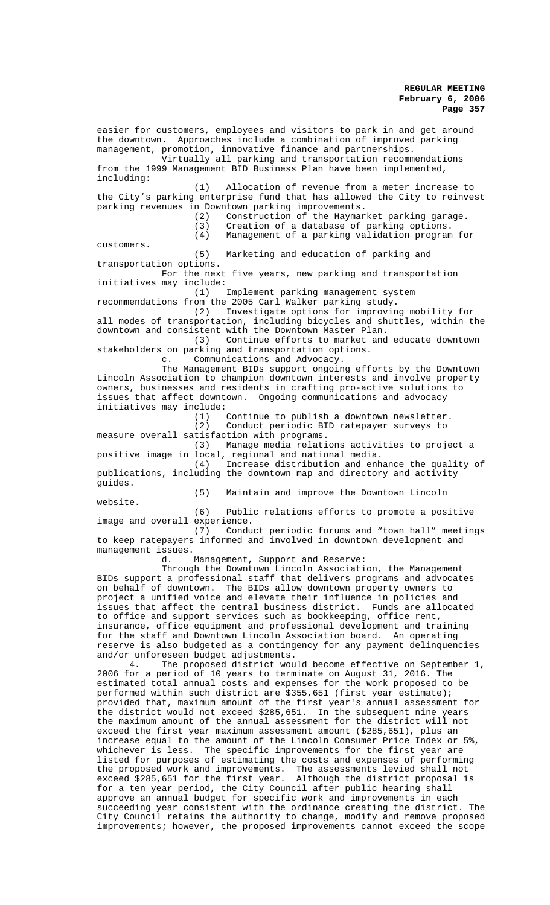easier for customers, employees and visitors to park in and get around the downtown. Approaches include a combination of improved parking management, promotion, innovative finance and partnerships.

Virtually all parking and transportation recommendations from the 1999 Management BID Business Plan have been implemented, including:

(1) Allocation of revenue from a meter increase to the City's parking enterprise fund that has allowed the City to reinvest parking revenues in Downtown parking improvements.

(2) Construction of the Haymarket parking garage.

(3) Creation of a database of parking options.

(4) Management of a parking validation program for customers.

(5) Marketing and education of parking and transportation options.

For the next five years, new parking and transportation initiatives may include:

(1) Implement parking management system recommendations from the 2005 Carl Walker parking study.

(2) Investigate options for improving mobility for all modes of transportation, including bicycles and shuttles, within the downtown and consistent with the Downtown Master Plan.

(3) Continue efforts to market and educate downtown stakeholders on parking and transportation options.

c. Communications and Advocacy.

The Management BIDs support ongoing efforts by the Downtown Lincoln Association to champion downtown interests and involve property owners, businesses and residents in crafting pro-active solutions to issues that affect downtown. Ongoing communications and advocacy initiatives may include:

(1) Continue to publish a downtown newsletter.

(2) Conduct periodic BID ratepayer surveys to measure overall satisfaction with programs.

(3) Manage media relations activities to project a positive image in local, regional and national media.

(4) Increase distribution and enhance the quality of publications, including the downtown map and directory and activity guides.

(5) Maintain and improve the Downtown Lincoln website.

(6) Public relations efforts to promote a positive image and overall experience.

(7) Conduct periodic forums and "town hall" meetings to keep ratepayers informed and involved in downtown development and management issues.

d. Management, Support and Reserve:

Through the Downtown Lincoln Association, the Management BIDs support a professional staff that delivers programs and advocates on behalf of downtown. The BIDs allow downtown property owners to project a unified voice and elevate their influence in policies and issues that affect the central business district. Funds are allocated to office and support services such as bookkeeping, office rent, insurance, office equipment and professional development and training for the staff and Downtown Lincoln Association board. An operating reserve is also budgeted as a contingency for any payment delinquencies and/or unforeseen budget adjustments.

4. The proposed district would become effective on September 1, 2006 for a period of 10 years to terminate on August 31, 2016. The estimated total annual costs and expenses for the work proposed to be performed within such district are $355,651 (first year estimate); provided that, maximum amount of the first year's annual assessment for the district would not exceed $285,651. In the subsequent nine years the maximum amount of the annual assessment for the district will not exceed the first year maximum assessment amount ($285,651), plus an increase equal to the amount of the Lincoln Consumer Price Index or 5%, whichever is less. The specific improvements for the first year are listed for purposes of estimating the costs and expenses of performing the proposed work and improvements. The assessments levied shall not exceed $285,651 for the first year. Although the district proposal is for a ten year period, the City Council after public hearing shall approve an annual budget for specific work and improvements in each succeeding year consistent with the ordinance creating the district. The City Council retains the authority to change, modify and remove proposed improvements; however, the proposed improvements cannot exceed the scope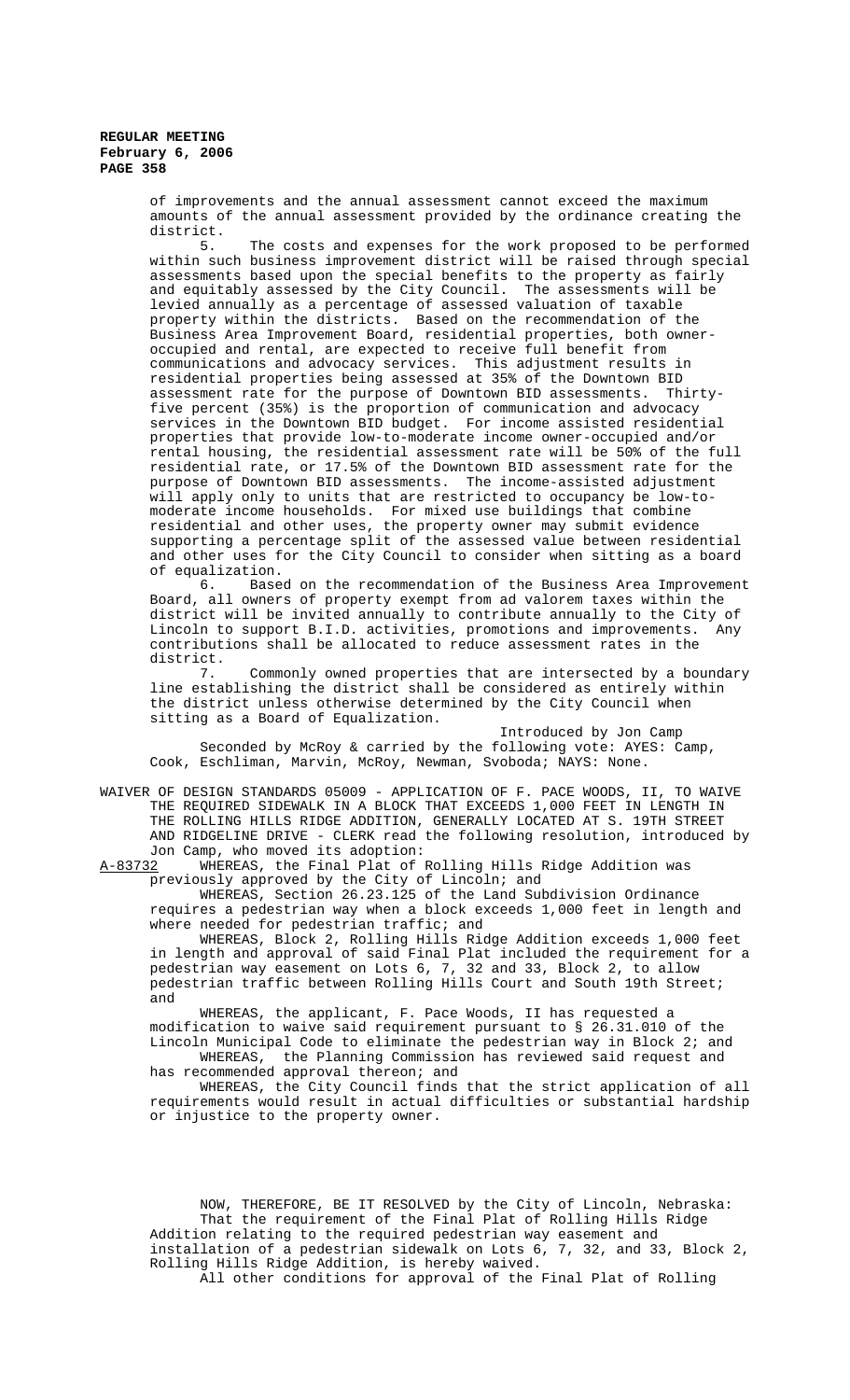of improvements and the annual assessment cannot exceed the maximum amounts of the annual assessment provided by the ordinance creating the district.

5. The costs and expenses for the work proposed to be performed within such business improvement district will be raised through special assessments based upon the special benefits to the property as fairly and equitably assessed by the City Council. The assessments will be levied annually as a percentage of assessed valuation of taxable property within the districts. Based on the recommendation of the Business Area Improvement Board, residential properties, both owner-occupied and rental, are expected to receive full benefit from communications and advocacy services. This adjustment results in residential properties being assessed at 35% of the Downtown BID assessment rate for the purpose of Downtown BID assessments. Thirty-five percent (35%) is the proportion of communication and advocacy services in the Downtown BID budget. For income assisted residential properties that provide low-to-moderate income owner-occupied and/or rental housing, the residential assessment rate will be 50% of the full residential rate, or 17.5% of the Downtown BID assessment rate for the purpose of Downtown BID assessments. The income-assisted adjustment will apply only to units that are restricted to occupancy be low-to-moderate income households. For mixed use buildings that combine residential and other uses, the property owner may submit evidence supporting a percentage split of the assessed value between residential and other uses for the City Council to consider when sitting as a board of equalization.

6. Based on the recommendation of the Business Area Improvement Board, all owners of property exempt from ad valorem taxes within the district will be invited annually to contribute annually to the City of Lincoln to support B.I.D. activities, promotions and improvements. Any contributions shall be allocated to reduce assessment rates in the district.

7. Commonly owned properties that are intersected by a boundary line establishing the district shall be considered as entirely within the district unless otherwise determined by the City Council when sitting as a Board of Equalization.

Introduced by Jon Camp

Seconded by McRoy & carried by the following vote: AYES: Camp, Cook, Eschliman, Marvin, McRoy, Newman, Svoboda; NAYS: None.

WAIVER OF DESIGN STANDARDS 05009 - APPLICATION OF F. PACE WOODS, II, TO WAIVE THE REQUIRED SIDEWALK IN A BLOCK THAT EXCEEDS 1,000 FEET IN LENGTH IN THE ROLLING HILLS RIDGE ADDITION, GENERALLY LOCATED AT S. 19TH STREET AND RIDGELINE DRIVE - CLERK read the following resolution, introduced by Jon Camp, who moved its adoption:

A-83732 WHEREAS, the Final Plat of Rolling Hills Ridge Addition was previously approved by the City of Lincoln; and

WHEREAS, Section 26.23.125 of the Land Subdivision Ordinance requires a pedestrian way when a block exceeds 1,000 feet in length and where needed for pedestrian traffic; and

WHEREAS, Block 2, Rolling Hills Ridge Addition exceeds 1,000 feet in length and approval of said Final Plat included the requirement for a pedestrian way easement on Lots 6, 7, 32 and 33, Block 2, to allow pedestrian traffic between Rolling Hills Court and South 19th Street; and

WHEREAS, the applicant, F. Pace Woods, II has requested a modification to waive said requirement pursuant to § 26.31.010 of the Lincoln Municipal Code to eliminate the pedestrian way in Block 2; and

WHEREAS, the Planning Commission has reviewed said request and has recommended approval thereon; and

WHEREAS, the City Council finds that the strict application of all requirements would result in actual difficulties or substantial hardship or injustice to the property owner.

NOW, THEREFORE, BE IT RESOLVED by the City of Lincoln, Nebraska:

That the requirement of the Final Plat of Rolling Hills Ridge Addition relating to the required pedestrian way easement and installation of a pedestrian sidewalk on Lots 6, 7, 32, and 33, Block 2, Rolling Hills Ridge Addition, is hereby waived.

All other conditions for approval of the Final Plat of Rolling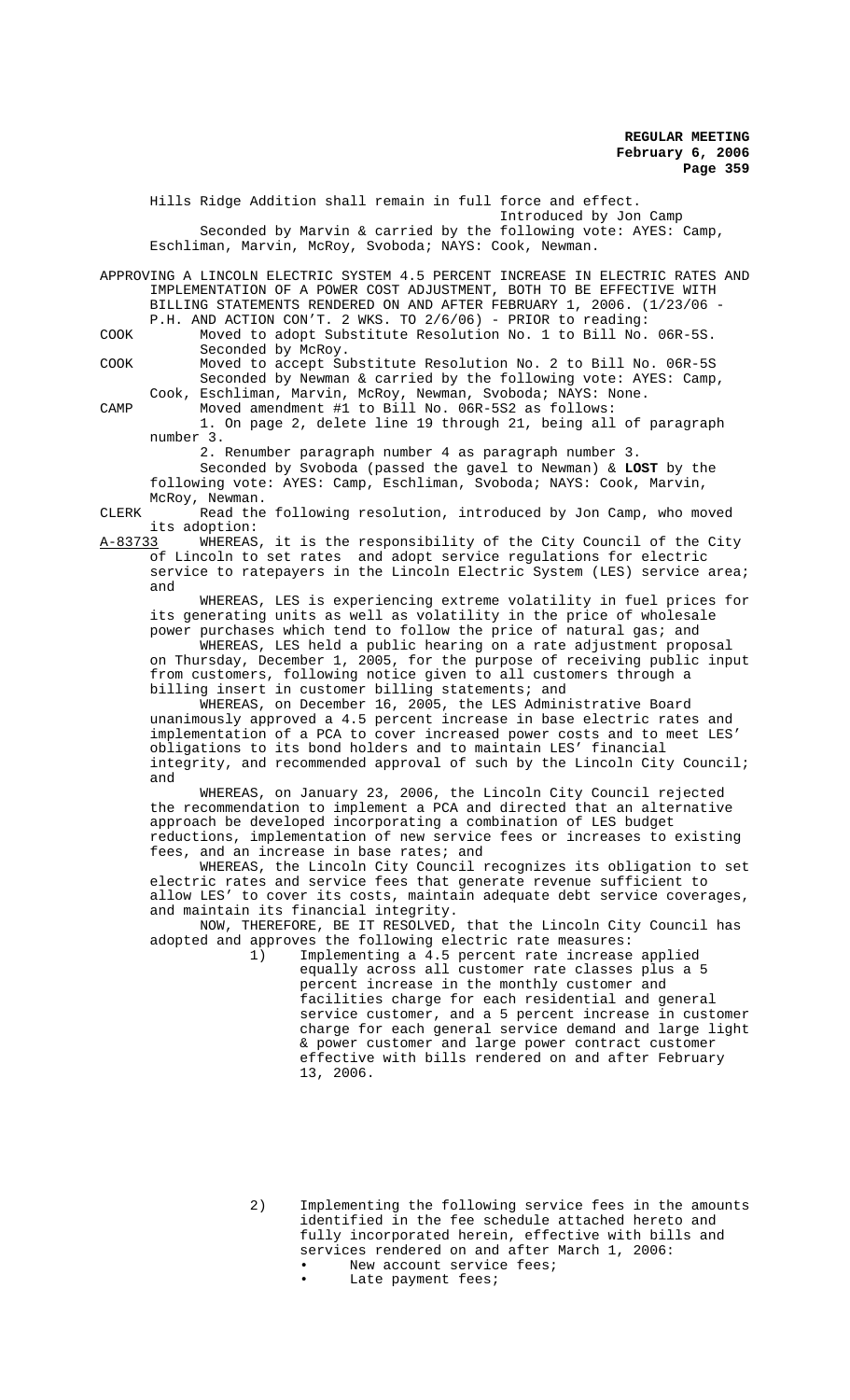Hills Ridge Addition shall remain in full force and effect.

Introduced by Jon Camp

Seconded by Marvin & carried by the following vote: AYES: Camp, Eschliman, Marvin, McRoy, Svoboda; NAYS: Cook, Newman.

APPROVING A LINCOLN ELECTRIC SYSTEM 4.5 PERCENT INCREASE IN ELECTRIC RATES AND IMPLEMENTATION OF A POWER COST ADJUSTMENT, BOTH TO BE EFFECTIVE WITH BILLING STATEMENTS RENDERED ON AND AFTER FEBRUARY 1, 2006. (1/23/06 - P.H. AND ACTION CON'T. 2 WKS. TO 2/6/06) - PRIOR to reading:

COOK Moved to adopt Substitute Resolution No. 1 to Bill No. 06R-5S. Seconded by McRoy.

COOK Moved to accept Substitute Resolution No. 2 to Bill No. 06R-5S Seconded by Newman & carried by the following vote: AYES: Camp, Cook, Eschliman, Marvin, McRoy, Newman, Svoboda; NAYS: None.

CAMP Moved amendment #1 to Bill No. 06R-5S2 as follows:

1. On page 2, delete line 19 through 21, being all of paragraph number 3.

2. Renumber paragraph number 4 as paragraph number 3.

Seconded by Svoboda (passed the gavel to Newman) & **LOST** by the following vote: AYES: Camp, Eschliman, Svoboda; NAYS: Cook, Marvin, McRoy, Newman.

CLERK Read the following resolution, introduced by Jon Camp, who moved its adoption:

A-83733 WHEREAS, it is the responsibility of the City Council of the City of Lincoln to set rates and adopt service regulations for electric service to ratepayers in the Lincoln Electric System (LES) service area; and

WHEREAS, LES is experiencing extreme volatility in fuel prices for its generating units as well as volatility in the price of wholesale power purchases which tend to follow the price of natural gas; and

WHEREAS, LES held a public hearing on a rate adjustment proposal on Thursday, December 1, 2005, for the purpose of receiving public input from customers, following notice given to all customers through a billing insert in customer billing statements; and

WHEREAS, on December 16, 2005, the LES Administrative Board unanimously approved a 4.5 percent increase in base electric rates and implementation of a PCA to cover increased power costs and to meet LES' obligations to its bond holders and to maintain LES' financial integrity, and recommended approval of such by the Lincoln City Council; and

WHEREAS, on January 23, 2006, the Lincoln City Council rejected the recommendation to implement a PCA and directed that an alternative approach be developed incorporating a combination of LES budget reductions, implementation of new service fees or increases to existing fees, and an increase in base rates; and

WHEREAS, the Lincoln City Council recognizes its obligation to set electric rates and service fees that generate revenue sufficient to allow LES' to cover its costs, maintain adequate debt service coverages, and maintain its financial integrity.

NOW, THEREFORE, BE IT RESOLVED, that the Lincoln City Council has adopted and approves the following electric rate measures:

1) Implementing a 4.5 percent rate increase applied equally across all customer rate classes plus a 5 percent increase in the monthly customer and facilities charge for each residential and general service customer, and a 5 percent increase in customer charge for each general service demand and large light & power customer and large power contract customer effective with bills rendered on and after February 13, 2006.

2) Implementing the following service fees in the amounts identified in the fee schedule attached hereto and fully incorporated herein, effective with bills and services rendered on and after March 1, 2006:
   - New account service fees;
   - Late payment fees;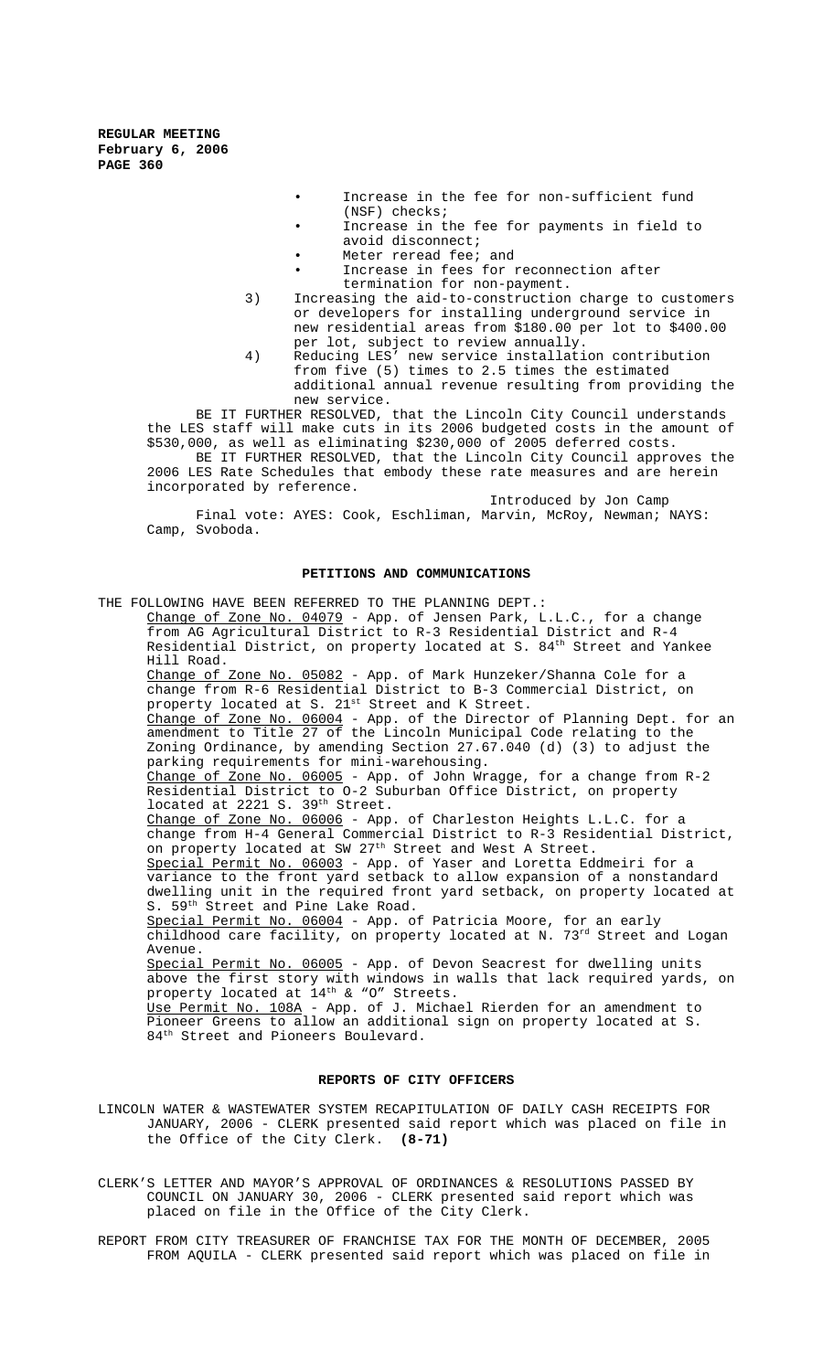- Increase in the fee for non-sufficient fund (NSF) checks;
- Increase in the fee for payments in field to avoid disconnect;
- Meter reread fee; and
- Increase in fees for reconnection after termination for non-payment.

3) Increasing the aid-to-construction charge to customers or developers for installing underground service in new residential areas from $180.00 per lot to $400.00 per lot, subject to review annually.

4) Reducing LES' new service installation contribution from five (5) times to 2.5 times the estimated additional annual revenue resulting from providing the new service.

BE IT FURTHER RESOLVED, that the Lincoln City Council understands the LES staff will make cuts in its 2006 budgeted costs in the amount of $530,000, as well as eliminating $230,000 of 2005 deferred costs.

BE IT FURTHER RESOLVED, that the Lincoln City Council approves the 2006 LES Rate Schedules that embody these rate measures and are herein incorporated by reference.

Introduced by Jon Camp

Final vote: AYES: Cook, Eschliman, Marvin, McRoy, Newman; NAYS: Camp, Svoboda.

## PETITIONS AND COMMUNICATIONS

THE FOLLOWING HAVE BEEN REFERRED TO THE PLANNING DEPT.:

Change of Zone No. 04079 - App. of Jensen Park, L.L.C., for a change from AG Agricultural District to R-3 Residential District and R-4 Residential District, on property located at S. 84th Street and Yankee Hill Road.

Change of Zone No. 05082 - App. of Mark Hunzeker/Shanna Cole for a change from R-6 Residential District to B-3 Commercial District, on property located at S. 21st Street and K Street.

Change of Zone No. 06004 - App. of the Director of Planning Dept. for an amendment to Title 27 of the Lincoln Municipal Code relating to the Zoning Ordinance, by amending Section 27.67.040 (d) (3) to adjust the parking requirements for mini-warehousing.

Change of Zone No. 06005 - App. of John Wragge, for a change from R-2 Residential District to O-2 Suburban Office District, on property located at 2221 S. 39th Street.

Change of Zone No. 06006 - App. of Charleston Heights L.L.C. for a change from H-4 General Commercial District to R-3 Residential District, on property located at SW 27th Street and West A Street.

Special Permit No. 06003 - App. of Yaser and Loretta Eddmeiri for a variance to the front yard setback to allow expansion of a nonstandard dwelling unit in the required front yard setback, on property located at S. 59th Street and Pine Lake Road.

Special Permit No. 06004 - App. of Patricia Moore, for an early childhood care facility, on property located at N. 73rd Street and Logan Avenue.

Special Permit No. 06005 - App. of Devon Seacrest for dwelling units above the first story with windows in walls that lack required yards, on property located at 14th & "O" Streets.

Use Permit No. 108A - App. of J. Michael Rierden for an amendment to Pioneer Greens to allow an additional sign on property located at S. 84th Street and Pioneers Boulevard.

## REPORTS OF CITY OFFICERS

LINCOLN WATER & WASTEWATER SYSTEM RECAPITULATION OF DAILY CASH RECEIPTS FOR JANUARY, 2006 - CLERK presented said report which was placed on file in the Office of the City Clerk. **(8-71)**

CLERK'S LETTER AND MAYOR'S APPROVAL OF ORDINANCES & RESOLUTIONS PASSED BY COUNCIL ON JANUARY 30, 2006 - CLERK presented said report which was placed on file in the Office of the City Clerk.

REPORT FROM CITY TREASURER OF FRANCHISE TAX FOR THE MONTH OF DECEMBER, 2005 FROM AQUILA - CLERK presented said report which was placed on file in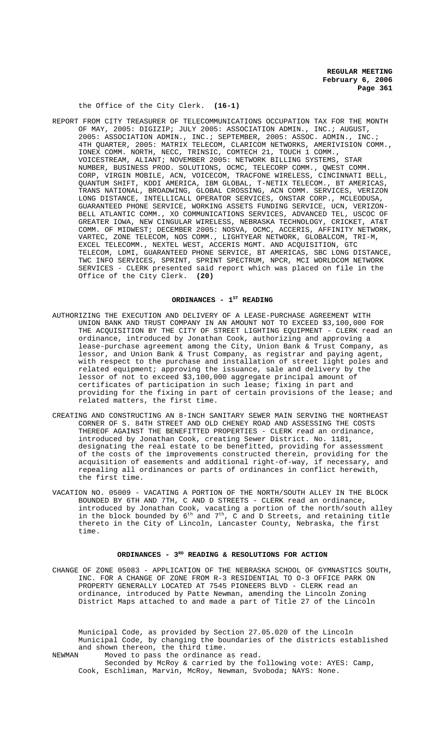the Office of the City Clerk. **(16-1)**

REPORT FROM CITY TREASURER OF TELECOMMUNICATIONS OCCUPATION TAX FOR THE MONTH OF MAY, 2005: DIGIZIP; JULY 2005: ASSOCIATION ADMIN., INC.; AUGUST, 2005: ASSOCIATION ADMIN., INC.; SEPTEMBER, 2005: ASSOC. ADMIN., INC.; 4TH QUARTER, 2005: MATRIX TELECOM, CLARICOM NETWORKS, AMERIVISION COMM., IONEX COMM. NORTH, NECC, TRINSIC, COMTECH 21, TOUCH 1 COMM., VOICESTREAM, ALIANT; NOVEMBER 2005: NETWORK BILLING SYSTEMS, STAR NUMBER, BUSINESS PROD. SOLUTIONS, OCMC, TELECORP COMM., QWEST COMM. CORP, VIRGIN MOBILE, ACN, VOICECOM, TRACFONE WIRELESS, CINCINNATI BELL, QUANTUM SHIFT, KDDI AMERICA, IBM GLOBAL, T-NETIX TELECOM., BT AMERICAS, TRANS NATIONAL, BROADWING, GLOBAL CROSSING, ACN COMM. SERVICES, VERIZON LONG DISTANCE, INTELLICALL OPERATOR SERVICES, ONSTAR CORP., MCLEODUSA, GUARANTEED PHONE SERVICE, WORKING ASSETS FUNDING SERVICE, UCN, VERIZON-BELL ATLANTIC COMM., XO COMMUNICATIONS SERVICES, ADVANCED TEL, USCOC OF GREATER IOWA, NEW CINGULAR WIRELESS, NEBRASKA TECHNOLOGY, CRICKET, AT&T COMM. OF MIDWEST; DECEMBER 2005: NOSVA, OCMC, ACCERIS, AFFINITY NETWORK, VARTEC, ZONE TELECOM, NOS COMM., LIGHTYEAR NETWORK, GLOBALCOM, TRI-M, EXCEL TELECOMM., NEXTEL WEST, ACCERIS MGMT. AND ACQUISITION, GTC TELECOM, LDMI, GUARANTEED PHONE SERVICE, BT AMERICAS, SBC LONG DISTANCE, TWC INFO SERVICES, SPRINT, SPRINT SPECTRUM, NPCR, MCI WORLDCOM NETWORK SERVICES - CLERK presented said report which was placed on file in the Office of the City Clerk. **(20)**

## ORDINANCES - 1ST READING

AUTHORIZING THE EXECUTION AND DELIVERY OF A LEASE-PURCHASE AGREEMENT WITH UNION BANK AND TRUST COMPANY IN AN AMOUNT NOT TO EXCEED $3,100,000 FOR THE ACQUISITION BY THE CITY OF STREET LIGHTING EQUIPMENT - CLERK read an ordinance, introduced by Jonathan Cook, authorizing and approving a lease-purchase agreement among the City, Union Bank & Trust Company, as lessor, and Union Bank & Trust Company, as registrar and paying agent, with respect to the purchase and installation of street light poles and related equipment; approving the issuance, sale and delivery by the lessor of not to exceed $3,100,000 aggregate principal amount of certificates of participation in such lease; fixing in part and providing for the fixing in part of certain provisions of the lease; and related matters, the first time.

CREATING AND CONSTRUCTING AN 8-INCH SANITARY SEWER MAIN SERVING THE NORTHEAST CORNER OF S. 84TH STREET AND OLD CHENEY ROAD AND ASSESSING THE COSTS THEREOF AGAINST THE BENEFITTED PROPERTIES - CLERK read an ordinance, introduced by Jonathan Cook, creating Sewer District. No. 1181, designating the real estate to be benefitted, providing for assessment of the costs of the improvements constructed therein, providing for the acquisition of easements and additional right-of-way, if necessary, and repealing all ordinances or parts of ordinances in conflict herewith, the first time.

VACATION NO. 05009 - VACATING A PORTION OF THE NORTH/SOUTH ALLEY IN THE BLOCK BOUNDED BY 6TH AND 7TH, C AND D STREETS - CLERK read an ordinance, introduced by Jonathan Cook, vacating a portion of the north/south alley in the block bounded by 6th and 7th, C and D Streets, and retaining title thereto in the City of Lincoln, Lancaster County, Nebraska, the first time.

## ORDINANCES - 3RD READING & RESOLUTIONS FOR ACTION

CHANGE OF ZONE 05083 - APPLICATION OF THE NEBRASKA SCHOOL OF GYMNASTICS SOUTH, INC. FOR A CHANGE OF ZONE FROM R-3 RESIDENTIAL TO O-3 OFFICE PARK ON PROPERTY GENERALLY LOCATED AT 7545 PIONEERS BLVD - CLERK read an ordinance, introduced by Patte Newman, amending the Lincoln Zoning District Maps attached to and made a part of Title 27 of the Lincoln Municipal Code, as provided by Section 27.05.020 of the Lincoln Municipal Code, by changing the boundaries of the districts established and shown thereon, the third time.

NEWMAN Moved to pass the ordinance as read.

Seconded by McRoy & carried by the following vote: AYES: Camp, Cook, Eschliman, Marvin, McRoy, Newman, Svoboda; NAYS: None.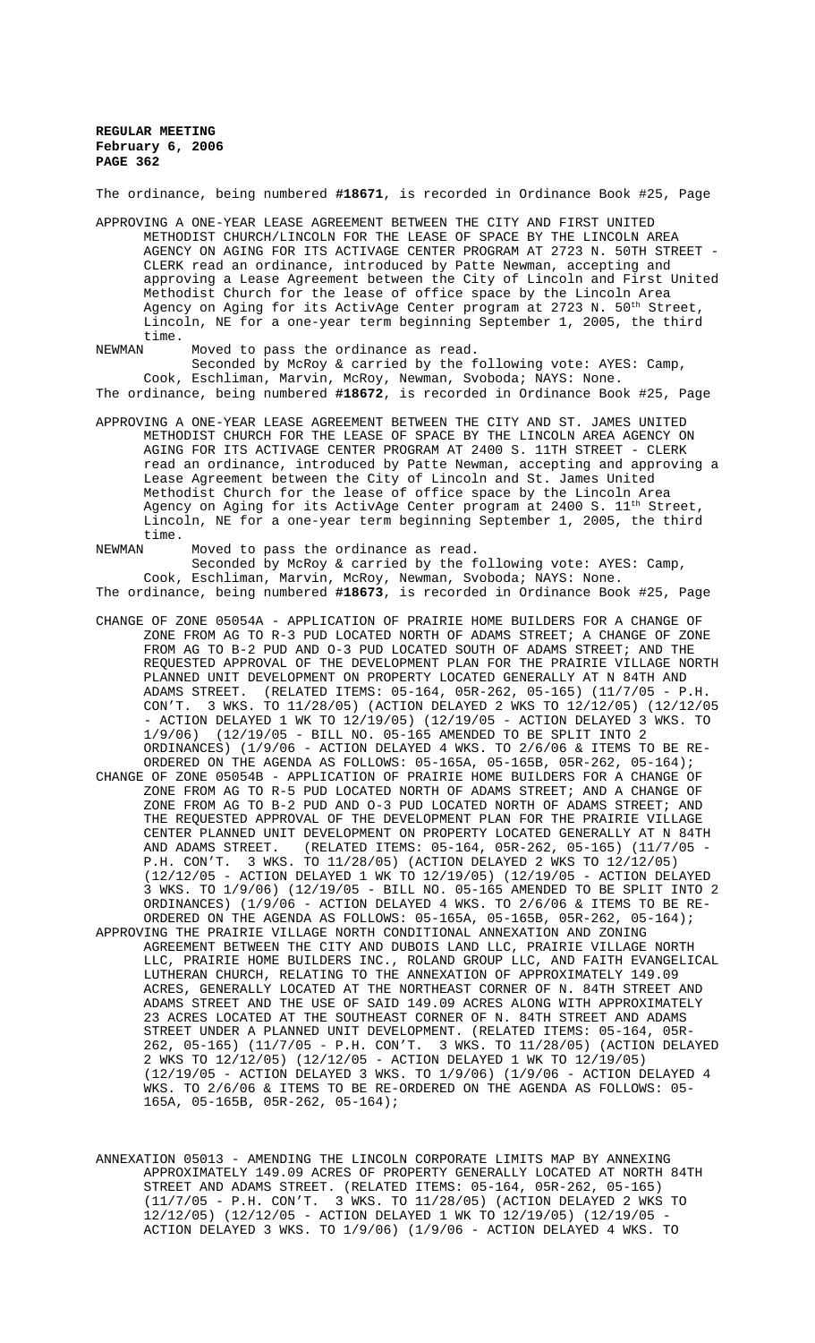The ordinance, being numbered **#18671**, is recorded in Ordinance Book #25, Page

APPROVING A ONE-YEAR LEASE AGREEMENT BETWEEN THE CITY AND FIRST UNITED METHODIST CHURCH/LINCOLN FOR THE LEASE OF SPACE BY THE LINCOLN AREA AGENCY ON AGING FOR ITS ACTIVAGE CENTER PROGRAM AT 2723 N. 50TH STREET - CLERK read an ordinance, introduced by Patte Newman, accepting and approving a Lease Agreement between the City of Lincoln and First United Methodist Church for the lease of office space by the Lincoln Area Agency on Aging for its ActivAge Center program at 2723 N. 50th Street, Lincoln, NE for a one-year term beginning September 1, 2005, the third time.

NEWMAN Moved to pass the ordinance as read.

Seconded by McRoy & carried by the following vote: AYES: Camp, Cook, Eschliman, Marvin, McRoy, Newman, Svoboda; NAYS: None.

The ordinance, being numbered **#18672**, is recorded in Ordinance Book #25, Page

APPROVING A ONE-YEAR LEASE AGREEMENT BETWEEN THE CITY AND ST. JAMES UNITED METHODIST CHURCH FOR THE LEASE OF SPACE BY THE LINCOLN AREA AGENCY ON AGING FOR ITS ACTIVAGE CENTER PROGRAM AT 2400 S. 11TH STREET - CLERK read an ordinance, introduced by Patte Newman, accepting and approving a Lease Agreement between the City of Lincoln and St. James United Methodist Church for the lease of office space by the Lincoln Area Agency on Aging for its ActivAge Center program at 2400 S. 11th Street, Lincoln, NE for a one-year term beginning September 1, 2005, the third time.

NEWMAN Moved to pass the ordinance as read.

Seconded by McRoy & carried by the following vote: AYES: Camp, Cook, Eschliman, Marvin, McRoy, Newman, Svoboda; NAYS: None.

The ordinance, being numbered **#18673**, is recorded in Ordinance Book #25, Page

CHANGE OF ZONE 05054A - APPLICATION OF PRAIRIE HOME BUILDERS FOR A CHANGE OF ZONE FROM AG TO R-3 PUD LOCATED NORTH OF ADAMS STREET; A CHANGE OF ZONE FROM AG TO B-2 PUD AND O-3 PUD LOCATED SOUTH OF ADAMS STREET; AND THE REQUESTED APPROVAL OF THE DEVELOPMENT PLAN FOR THE PRAIRIE VILLAGE NORTH PLANNED UNIT DEVELOPMENT ON PROPERTY LOCATED GENERALLY AT N 84TH AND ADAMS STREET. (RELATED ITEMS: 05-164, 05R-262, 05-165) (11/7/05 - P.H. CON'T. 3 WKS. TO 11/28/05) (ACTION DELAYED 2 WKS TO 12/12/05) (12/12/05 - ACTION DELAYED 1 WK TO 12/19/05) (12/19/05 - ACTION DELAYED 3 WKS. TO 1/9/06) (12/19/05 - BILL NO. 05-165 AMENDED TO BE SPLIT INTO 2 ORDINANCES) (1/9/06 - ACTION DELAYED 4 WKS. TO 2/6/06 & ITEMS TO BE RE-ORDERED ON THE AGENDA AS FOLLOWS: 05-165A, 05-165B, 05R-262, 05-164);

CHANGE OF ZONE 05054B - APPLICATION OF PRAIRIE HOME BUILDERS FOR A CHANGE OF ZONE FROM AG TO R-5 PUD LOCATED NORTH OF ADAMS STREET; AND A CHANGE OF ZONE FROM AG TO B-2 PUD AND O-3 PUD LOCATED NORTH OF ADAMS STREET; AND THE REQUESTED APPROVAL OF THE DEVELOPMENT PLAN FOR THE PRAIRIE VILLAGE CENTER PLANNED UNIT DEVELOPMENT ON PROPERTY LOCATED GENERALLY AT N 84TH AND ADAMS STREET. (RELATED ITEMS: 05-164, 05R-262, 05-165) (11/7/05 - P.H. CON'T. 3 WKS. TO 11/28/05) (ACTION DELAYED 2 WKS TO 12/12/05) (12/12/05 - ACTION DELAYED 1 WK TO 12/19/05) (12/19/05 - ACTION DELAYED 3 WKS. TO 1/9/06) (12/19/05 - BILL NO. 05-165 AMENDED TO BE SPLIT INTO 2 ORDINANCES) (1/9/06 - ACTION DELAYED 4 WKS. TO 2/6/06 & ITEMS TO BE RE-ORDERED ON THE AGENDA AS FOLLOWS: 05-165A, 05-165B, 05R-262, 05-164);

APPROVING THE PRAIRIE VILLAGE NORTH CONDITIONAL ANNEXATION AND ZONING AGREEMENT BETWEEN THE CITY AND DUBOIS LAND LLC, PRAIRIE VILLAGE NORTH LLC, PRAIRIE HOME BUILDERS INC., ROLAND GROUP LLC, AND FAITH EVANGELICAL LUTHERAN CHURCH, RELATING TO THE ANNEXATION OF APPROXIMATELY 149.09 ACRES, GENERALLY LOCATED AT THE NORTHEAST CORNER OF N. 84TH STREET AND ADAMS STREET AND THE USE OF SAID 149.09 ACRES ALONG WITH APPROXIMATELY 23 ACRES LOCATED AT THE SOUTHEAST CORNER OF N. 84TH STREET AND ADAMS STREET UNDER A PLANNED UNIT DEVELOPMENT. (RELATED ITEMS: 05-164, 05R-262, 05-165) (11/7/05 - P.H. CON'T. 3 WKS. TO 11/28/05) (ACTION DELAYED 2 WKS TO 12/12/05) (12/12/05 - ACTION DELAYED 1 WK TO 12/19/05) (12/19/05 - ACTION DELAYED 3 WKS. TO 1/9/06) (1/9/06 - ACTION DELAYED 4 WKS. TO 2/6/06 & ITEMS TO BE RE-ORDERED ON THE AGENDA AS FOLLOWS: 05-165A, 05-165B, 05R-262, 05-164);

ANNEXATION 05013 - AMENDING THE LINCOLN CORPORATE LIMITS MAP BY ANNEXING APPROXIMATELY 149.09 ACRES OF PROPERTY GENERALLY LOCATED AT NORTH 84TH STREET AND ADAMS STREET. (RELATED ITEMS: 05-164, 05R-262, 05-165) (11/7/05 - P.H. CON'T. 3 WKS. TO 11/28/05) (ACTION DELAYED 2 WKS TO 12/12/05) (12/12/05 - ACTION DELAYED 1 WK TO 12/19/05) (12/19/05 - ACTION DELAYED 3 WKS. TO 1/9/06) (1/9/06 - ACTION DELAYED 4 WKS. TO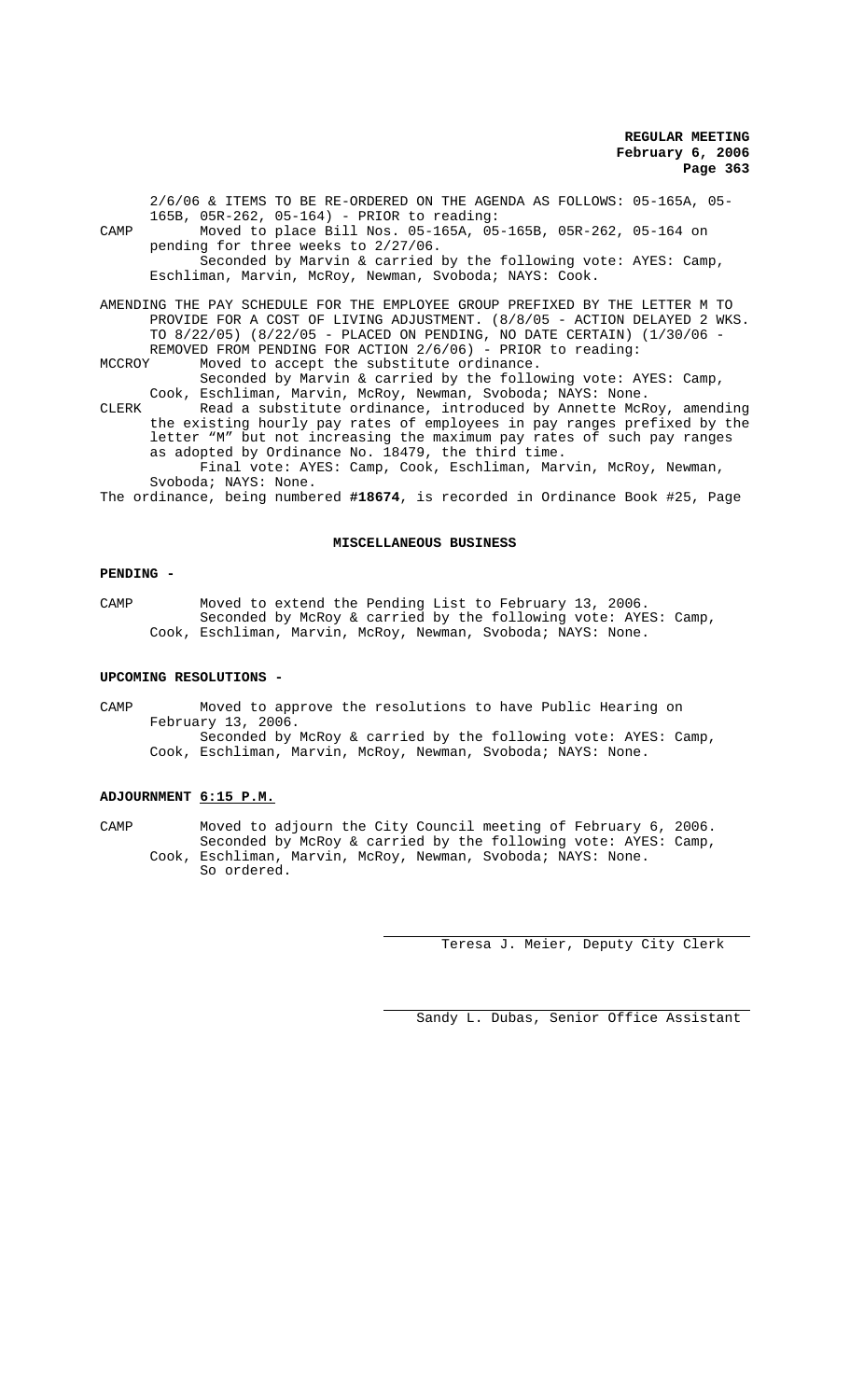2/6/06 & ITEMS TO BE RE-ORDERED ON THE AGENDA AS FOLLOWS: 05-165A, 05-165B, 05R-262, 05-164) - PRIOR to reading:

CAMP Moved to place Bill Nos. 05-165A, 05-165B, 05R-262, 05-164 on pending for three weeks to 2/27/06.

Seconded by Marvin & carried by the following vote: AYES: Camp, Eschliman, Marvin, McRoy, Newman, Svoboda; NAYS: Cook.

AMENDING THE PAY SCHEDULE FOR THE EMPLOYEE GROUP PREFIXED BY THE LETTER M TO PROVIDE FOR A COST OF LIVING ADJUSTMENT. (8/8/05 - ACTION DELAYED 2 WKS. TO 8/22/05) (8/22/05 - PLACED ON PENDING, NO DATE CERTAIN) (1/30/06 - REMOVED FROM PENDING FOR ACTION 2/6/06) - PRIOR to reading:

MCCROY Moved to accept the substitute ordinance.

Seconded by Marvin & carried by the following vote: AYES: Camp, Cook, Eschliman, Marvin, McRoy, Newman, Svoboda; NAYS: None.

CLERK Read a substitute ordinance, introduced by Annette McRoy, amending the existing hourly pay rates of employees in pay ranges prefixed by the letter "M" but not increasing the maximum pay rates of such pay ranges as adopted by Ordinance No. 18479, the third time.

Final vote: AYES: Camp, Cook, Eschliman, Marvin, McRoy, Newman, Svoboda; NAYS: None.

The ordinance, being numbered **#18674**, is recorded in Ordinance Book #25, Page

## MISCELLANEOUS BUSINESS

**PENDING -**

CAMP Moved to extend the Pending List to February 13, 2006.

Seconded by McRoy & carried by the following vote: AYES: Camp, Cook, Eschliman, Marvin, McRoy, Newman, Svoboda; NAYS: None.

**UPCOMING RESOLUTIONS -**

CAMP Moved to approve the resolutions to have Public Hearing on February 13, 2006.

Seconded by McRoy & carried by the following vote: AYES: Camp, Cook, Eschliman, Marvin, McRoy, Newman, Svoboda; NAYS: None.

**ADJOURNMENT 6:15 P.M.**

CAMP Moved to adjourn the City Council meeting of February 6, 2006.

Seconded by McRoy & carried by the following vote: AYES: Camp, Cook, Eschliman, Marvin, McRoy, Newman, Svoboda; NAYS: None.

So ordered.

Teresa J. Meier, Deputy City Clerk

Sandy L. Dubas, Senior Office Assistant